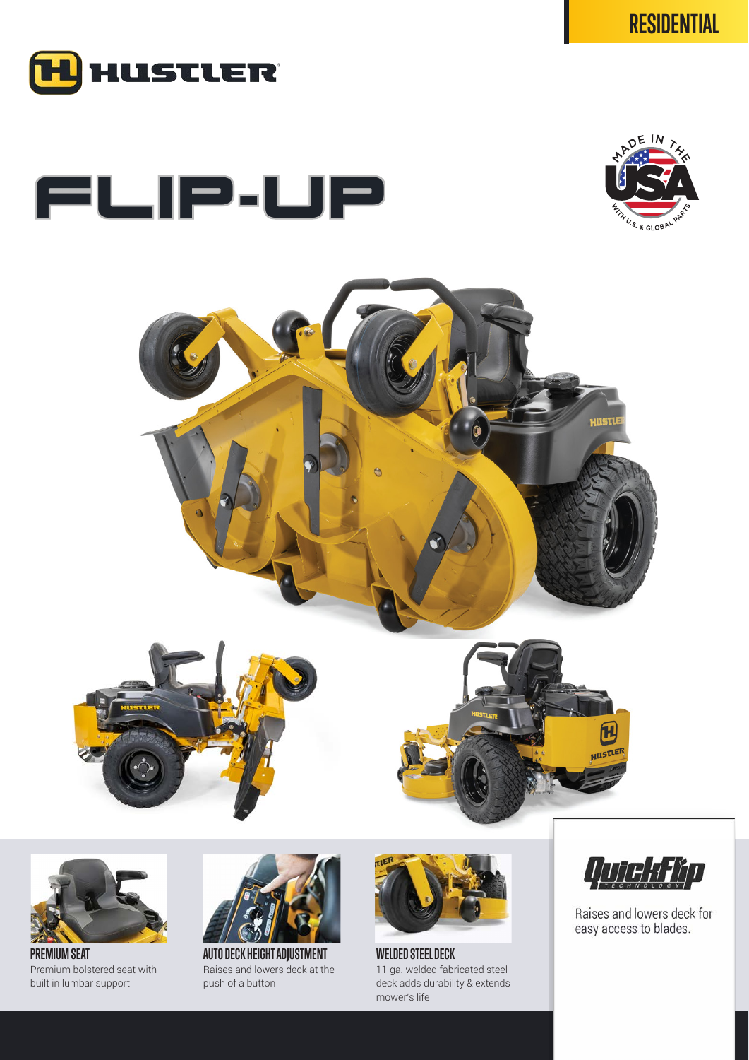RESIDENTIAL

HUSTLER

# FLIP-UP

MADE IN THE USA WITH U.S. & GLOBAL PARTS

**PREMIUM SEAT**
Premium bolstered seat with built in lumbar support

**AUTO DECK HEIGHT ADJUSTMENT**
Raises and lowers deck at the push of a button

**WELDED STEEL DECK**
11 ga. welded fabricated steel deck adds durability & extends mower's life

**QuickFlip TECHNOLOGY**
Raises and lowers deck for easy access to blades.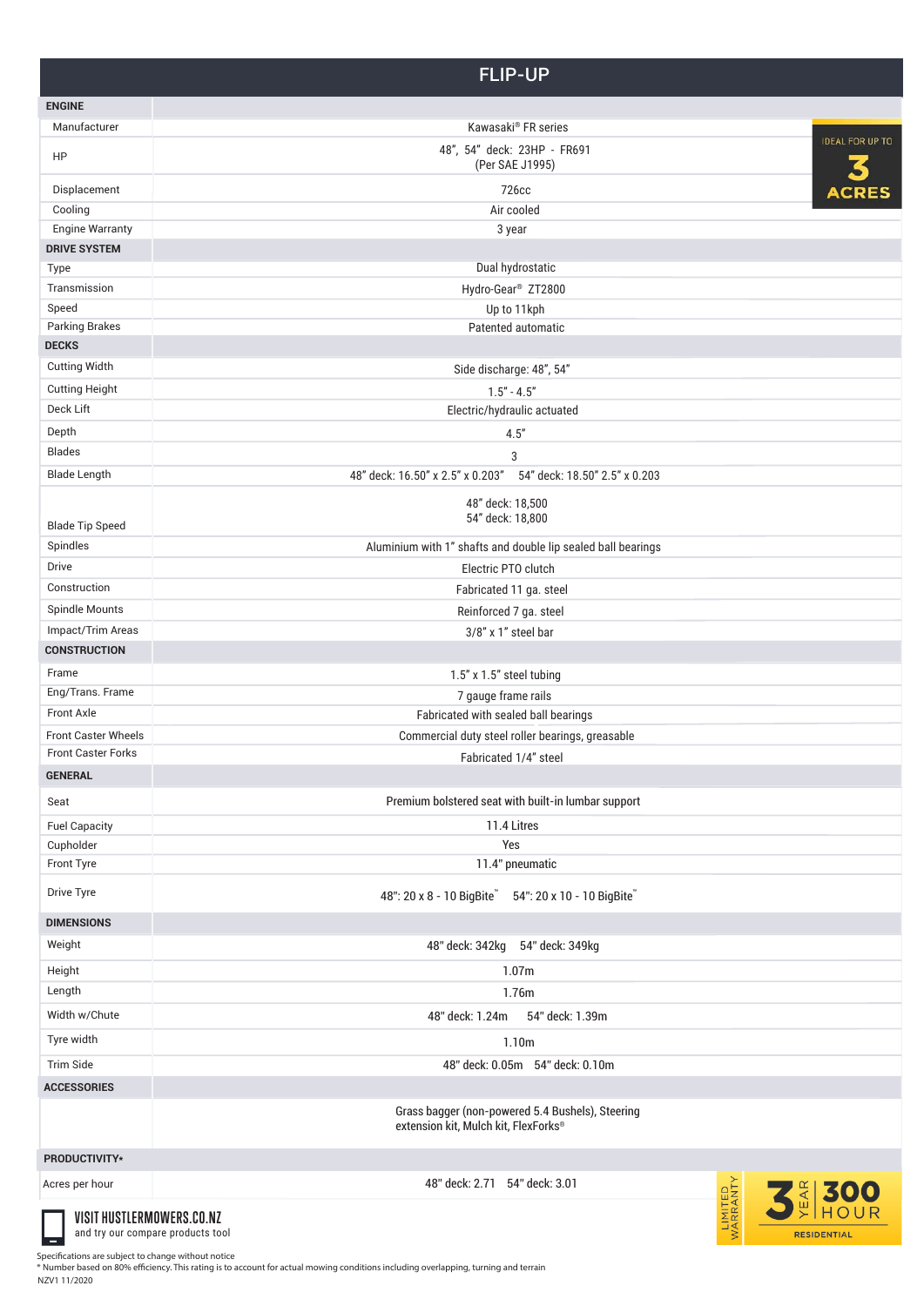# FLIP-UP

| | |
|---|---|
| **ENGINE** | |
| Manufacturer | Kawasaki® FR series |
| HP | 48", 54" deck: 23HP - FR691 (Per SAE J1995) |
| Displacement | 726cc |
| Cooling | Air cooled |
| Engine Warranty | 3 year |
| **DRIVE SYSTEM** | |
| Type | Dual hydrostatic |
| Transmission | Hydro-Gear® ZT2800 |
| Speed | Up to 11kph |
| Parking Brakes | Patented automatic |
| **DECKS** | |
| Cutting Width | Side discharge: 48", 54" |
| Cutting Height | 1.5" - 4.5" |
| Deck Lift | Electric/hydraulic actuated |
| Depth | 4.5" |
| Blades | 3 |
| Blade Length | 48" deck: 16.50" x 2.5" x 0.203" 54" deck: 18.50" 2.5" x 0.203 |
| Blade Tip Speed | 48" deck: 18,500<br>54" deck: 18,800 |
| Spindles | Aluminium with 1" shafts and double lip sealed ball bearings |
| Drive | Electric PTO clutch |
| Construction | Fabricated 11 ga. steel |
| Spindle Mounts | Reinforced 7 ga. steel |
| Impact/Trim Areas | 3/8" x 1" steel bar |
| **CONSTRUCTION** | |
| Frame | 1.5" x 1.5" steel tubing |
| Eng/Trans. Frame | 7 gauge frame rails |
| Front Axle | Fabricated with sealed ball bearings |
| Front Caster Wheels | Commercial duty steel roller bearings, greasable |
| Front Caster Forks | Fabricated 1/4" steel |
| **GENERAL** | |
| Seat | Premium bolstered seat with built-in lumbar support |
| Fuel Capacity | 11.4 Litres |
| Cupholder | Yes |
| Front Tyre | 11.4" pneumatic |
| Drive Tyre | 48": 20 x 8 - 10 BigBite™ 54": 20 x 10 - 10 BigBite™ |
| **DIMENSIONS** | |
| Weight | 48" deck: 342kg 54" deck: 349kg |
| Height | 1.07m |
| Length | 1.76m |
| Width w/Chute | 48" deck: 1.24m 54" deck: 1.39m |
| Tyre width | 1.10m |
| Trim Side | 48" deck: 0.05m 54" deck: 0.10m |
| **ACCESSORIES** | |
| | Grass bagger (non-powered 5.4 Bushels), Steering extension kit, Mulch kit, FlexForks® |
| **PRODUCTIVITY*** | |
| Acres per hour | 48" deck: 2.71 54" deck: 3.01 |

IDEAL FOR UP TO 3 ACRES

LIMITED WARRANTY 3 YEAR | 300 HOUR RESIDENTIAL

VISIT HUSTLERMOWERS.CO.NZ
and try our compare products tool

Specifications are subject to change without notice
* Number based on 80% efficiency. This rating is to account for actual mowing conditions including overlapping, turning and terrain
NZV1 11/2020